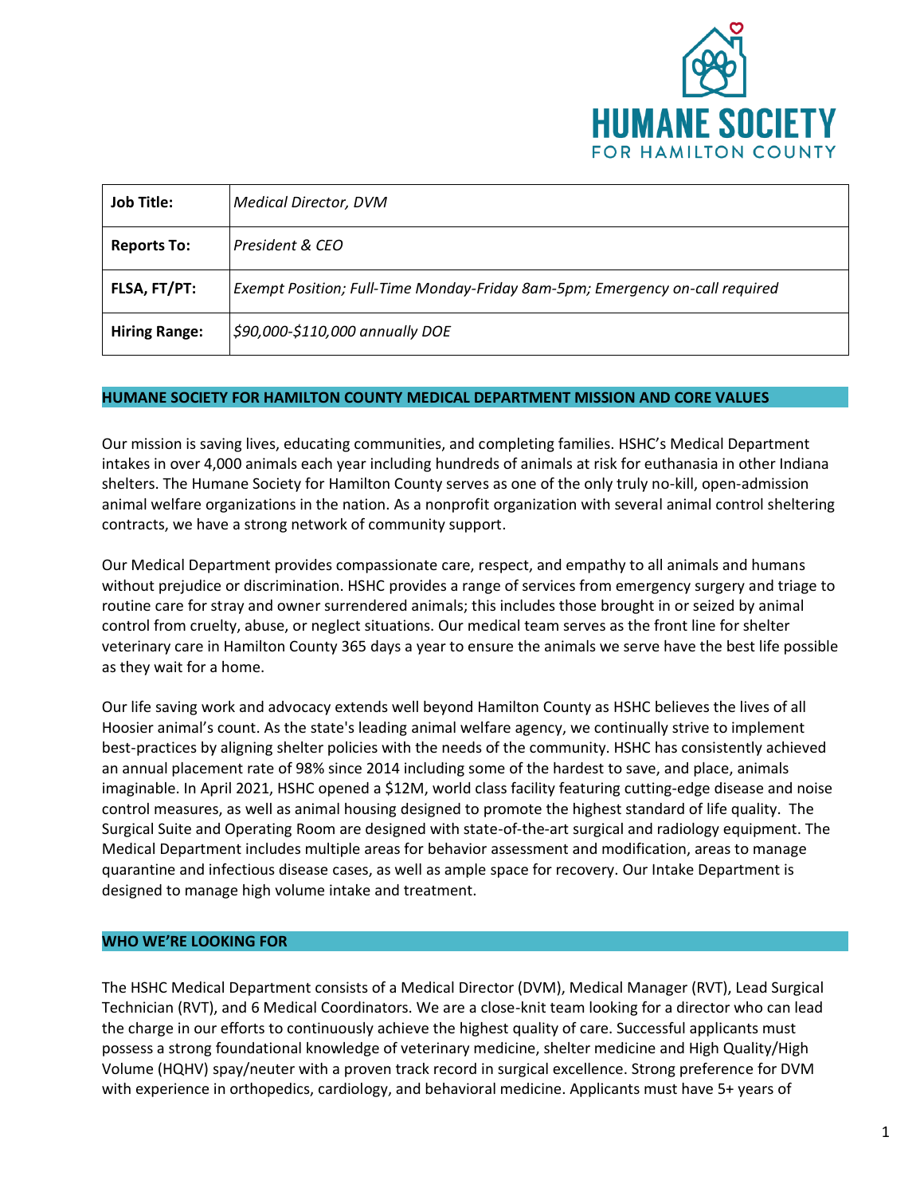| **Job Title:** | *Medical Director, DVM* |
|---|---|
| **Reports To:** | *President & CEO* |
| **FLSA, FT/PT:** | *Exempt Position; Full-Time Monday-Friday 8am-5pm; Emergency on-call required* |
| **Hiring Range:** | *$90,000-$110,000 annually DOE* |

## HUMANE SOCIETY FOR HAMILTON COUNTY MEDICAL DEPARTMENT MISSION AND CORE VALUES

Our mission is saving lives, educating communities, and completing families. HSHC's Medical Department intakes in over 4,000 animals each year including hundreds of animals at risk for euthanasia in other Indiana shelters. The Humane Society for Hamilton County serves as one of the only truly no-kill, open-admission animal welfare organizations in the nation. As a nonprofit organization with several animal control sheltering contracts, we have a strong network of community support.

Our Medical Department provides compassionate care, respect, and empathy to all animals and humans without prejudice or discrimination. HSHC provides a range of services from emergency surgery and triage to routine care for stray and owner surrendered animals; this includes those brought in or seized by animal control from cruelty, abuse, or neglect situations. Our medical team serves as the front line for shelter veterinary care in Hamilton County 365 days a year to ensure the animals we serve have the best life possible as they wait for a home.

Our life saving work and advocacy extends well beyond Hamilton County as HSHC believes the lives of all Hoosier animal's count. As the state's leading animal welfare agency, we continually strive to implement best-practices by aligning shelter policies with the needs of the community. HSHC has consistently achieved an annual placement rate of 98% since 2014 including some of the hardest to save, and place, animals imaginable. In April 2021, HSHC opened a $12M, world class facility featuring cutting-edge disease and noise control measures, as well as animal housing designed to promote the highest standard of life quality. The Surgical Suite and Operating Room are designed with state-of-the-art surgical and radiology equipment. The Medical Department includes multiple areas for behavior assessment and modification, areas to manage quarantine and infectious disease cases, as well as ample space for recovery. Our Intake Department is designed to manage high volume intake and treatment.

## WHO WE'RE LOOKING FOR

The HSHC Medical Department consists of a Medical Director (DVM), Medical Manager (RVT), Lead Surgical Technician (RVT), and 6 Medical Coordinators. We are a close-knit team looking for a director who can lead the charge in our efforts to continuously achieve the highest quality of care. Successful applicants must possess a strong foundational knowledge of veterinary medicine, shelter medicine and High Quality/High Volume (HQHV) spay/neuter with a proven track record in surgical excellence. Strong preference for DVM with experience in orthopedics, cardiology, and behavioral medicine. Applicants must have 5+ years of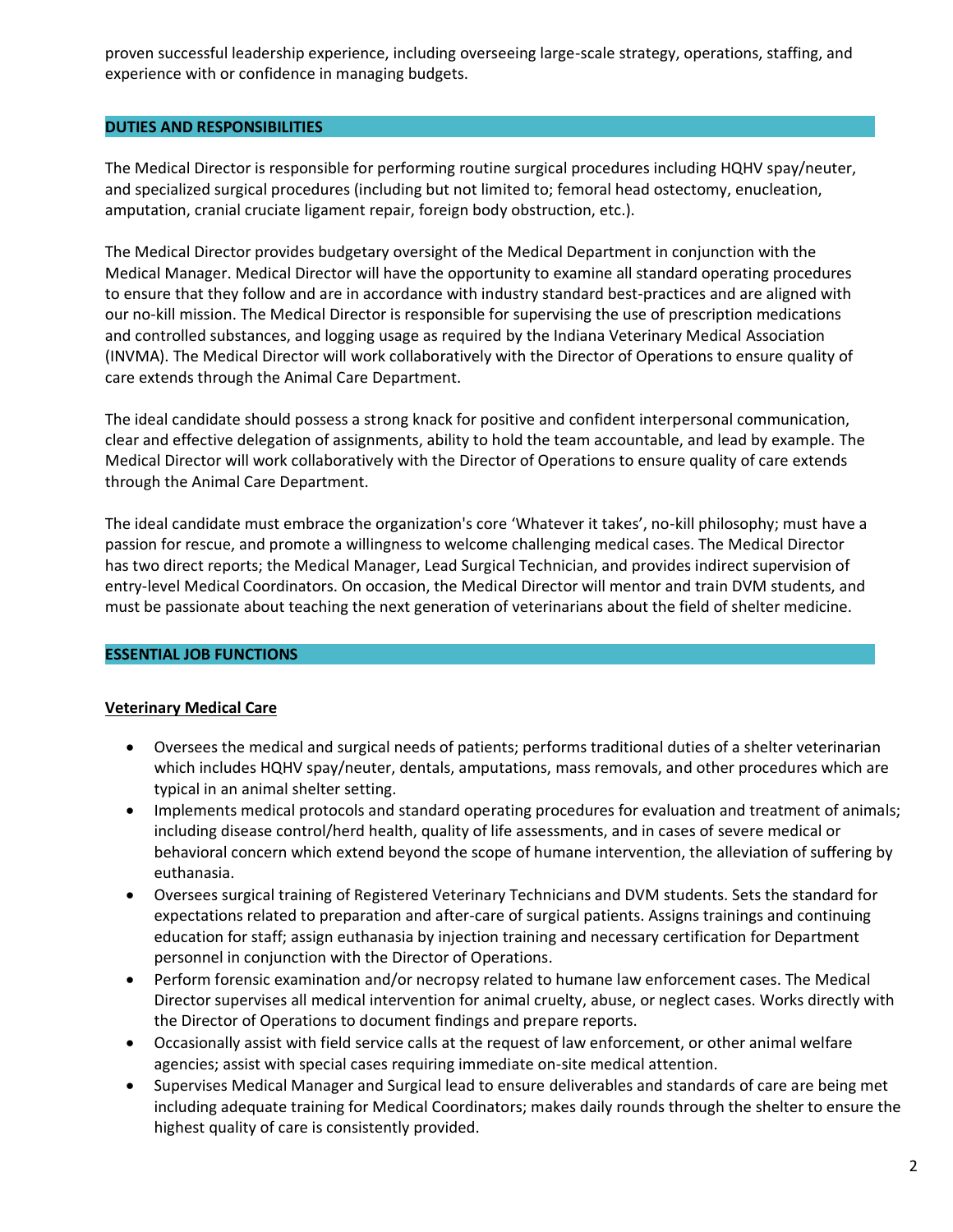proven successful leadership experience, including overseeing large-scale strategy, operations, staffing, and experience with or confidence in managing budgets.

## DUTIES AND RESPONSIBILITIES

The Medical Director is responsible for performing routine surgical procedures including HQHV spay/neuter, and specialized surgical procedures (including but not limited to; femoral head ostectomy, enucleation, amputation, cranial cruciate ligament repair, foreign body obstruction, etc.).

The Medical Director provides budgetary oversight of the Medical Department in conjunction with the Medical Manager. Medical Director will have the opportunity to examine all standard operating procedures to ensure that they follow and are in accordance with industry standard best-practices and are aligned with our no-kill mission. The Medical Director is responsible for supervising the use of prescription medications and controlled substances, and logging usage as required by the Indiana Veterinary Medical Association (INVMA). The Medical Director will work collaboratively with the Director of Operations to ensure quality of care extends through the Animal Care Department.

The ideal candidate should possess a strong knack for positive and confident interpersonal communication, clear and effective delegation of assignments, ability to hold the team accountable, and lead by example. The Medical Director will work collaboratively with the Director of Operations to ensure quality of care extends through the Animal Care Department.

The ideal candidate must embrace the organization's core 'Whatever it takes', no-kill philosophy; must have a passion for rescue, and promote a willingness to welcome challenging medical cases. The Medical Director has two direct reports; the Medical Manager, Lead Surgical Technician, and provides indirect supervision of entry-level Medical Coordinators. On occasion, the Medical Director will mentor and train DVM students, and must be passionate about teaching the next generation of veterinarians about the field of shelter medicine.

## ESSENTIAL JOB FUNCTIONS

### Veterinary Medical Care

- Oversees the medical and surgical needs of patients; performs traditional duties of a shelter veterinarian which includes HQHV spay/neuter, dentals, amputations, mass removals, and other procedures which are typical in an animal shelter setting.
- Implements medical protocols and standard operating procedures for evaluation and treatment of animals; including disease control/herd health, quality of life assessments, and in cases of severe medical or behavioral concern which extend beyond the scope of humane intervention, the alleviation of suffering by euthanasia.
- Oversees surgical training of Registered Veterinary Technicians and DVM students. Sets the standard for expectations related to preparation and after-care of surgical patients. Assigns trainings and continuing education for staff; assign euthanasia by injection training and necessary certification for Department personnel in conjunction with the Director of Operations.
- Perform forensic examination and/or necropsy related to humane law enforcement cases. The Medical Director supervises all medical intervention for animal cruelty, abuse, or neglect cases. Works directly with the Director of Operations to document findings and prepare reports.
- Occasionally assist with field service calls at the request of law enforcement, or other animal welfare agencies; assist with special cases requiring immediate on-site medical attention.
- Supervises Medical Manager and Surgical lead to ensure deliverables and standards of care are being met including adequate training for Medical Coordinators; makes daily rounds through the shelter to ensure the highest quality of care is consistently provided.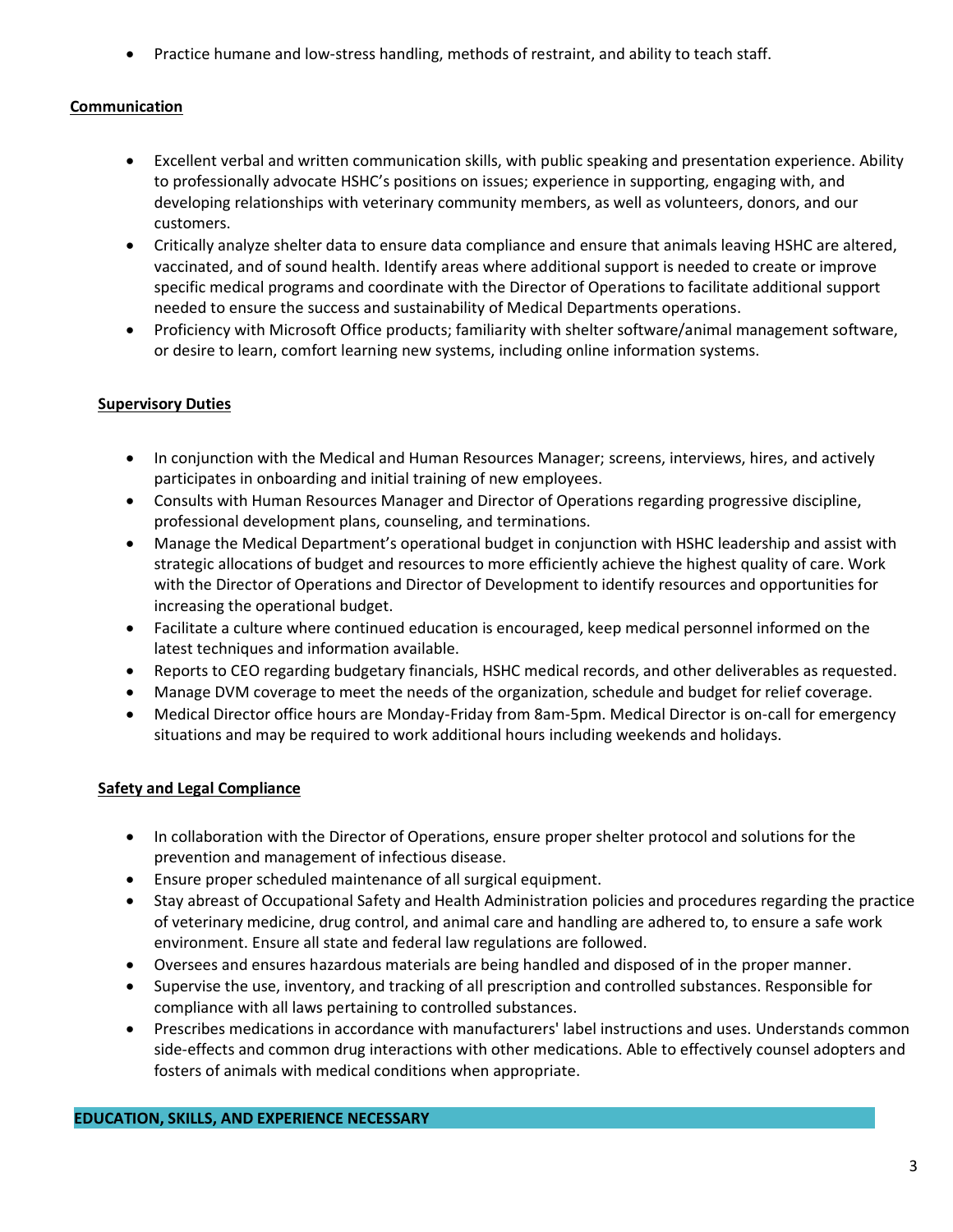- Practice humane and low-stress handling, methods of restraint, and ability to teach staff.

**Communication**

- Excellent verbal and written communication skills, with public speaking and presentation experience. Ability to professionally advocate HSHC's positions on issues; experience in supporting, engaging with, and developing relationships with veterinary community members, as well as volunteers, donors, and our customers.
- Critically analyze shelter data to ensure data compliance and ensure that animals leaving HSHC are altered, vaccinated, and of sound health. Identify areas where additional support is needed to create or improve specific medical programs and coordinate with the Director of Operations to facilitate additional support needed to ensure the success and sustainability of Medical Departments operations.
- Proficiency with Microsoft Office products; familiarity with shelter software/animal management software, or desire to learn, comfort learning new systems, including online information systems.

**Supervisory Duties**

- In conjunction with the Medical and Human Resources Manager; screens, interviews, hires, and actively participates in onboarding and initial training of new employees.
- Consults with Human Resources Manager and Director of Operations regarding progressive discipline, professional development plans, counseling, and terminations.
- Manage the Medical Department's operational budget in conjunction with HSHC leadership and assist with strategic allocations of budget and resources to more efficiently achieve the highest quality of care. Work with the Director of Operations and Director of Development to identify resources and opportunities for increasing the operational budget.
- Facilitate a culture where continued education is encouraged, keep medical personnel informed on the latest techniques and information available.
- Reports to CEO regarding budgetary financials, HSHC medical records, and other deliverables as requested.
- Manage DVM coverage to meet the needs of the organization, schedule and budget for relief coverage.
- Medical Director office hours are Monday-Friday from 8am-5pm. Medical Director is on-call for emergency situations and may be required to work additional hours including weekends and holidays.

**Safety and Legal Compliance**

- In collaboration with the Director of Operations, ensure proper shelter protocol and solutions for the prevention and management of infectious disease.
- Ensure proper scheduled maintenance of all surgical equipment.
- Stay abreast of Occupational Safety and Health Administration policies and procedures regarding the practice of veterinary medicine, drug control, and animal care and handling are adhered to, to ensure a safe work environment. Ensure all state and federal law regulations are followed.
- Oversees and ensures hazardous materials are being handled and disposed of in the proper manner.
- Supervise the use, inventory, and tracking of all prescription and controlled substances. Responsible for compliance with all laws pertaining to controlled substances.
- Prescribes medications in accordance with manufacturers' label instructions and uses. Understands common side-effects and common drug interactions with other medications. Able to effectively counsel adopters and fosters of animals with medical conditions when appropriate.

## EDUCATION, SKILLS, AND EXPERIENCE NECESSARY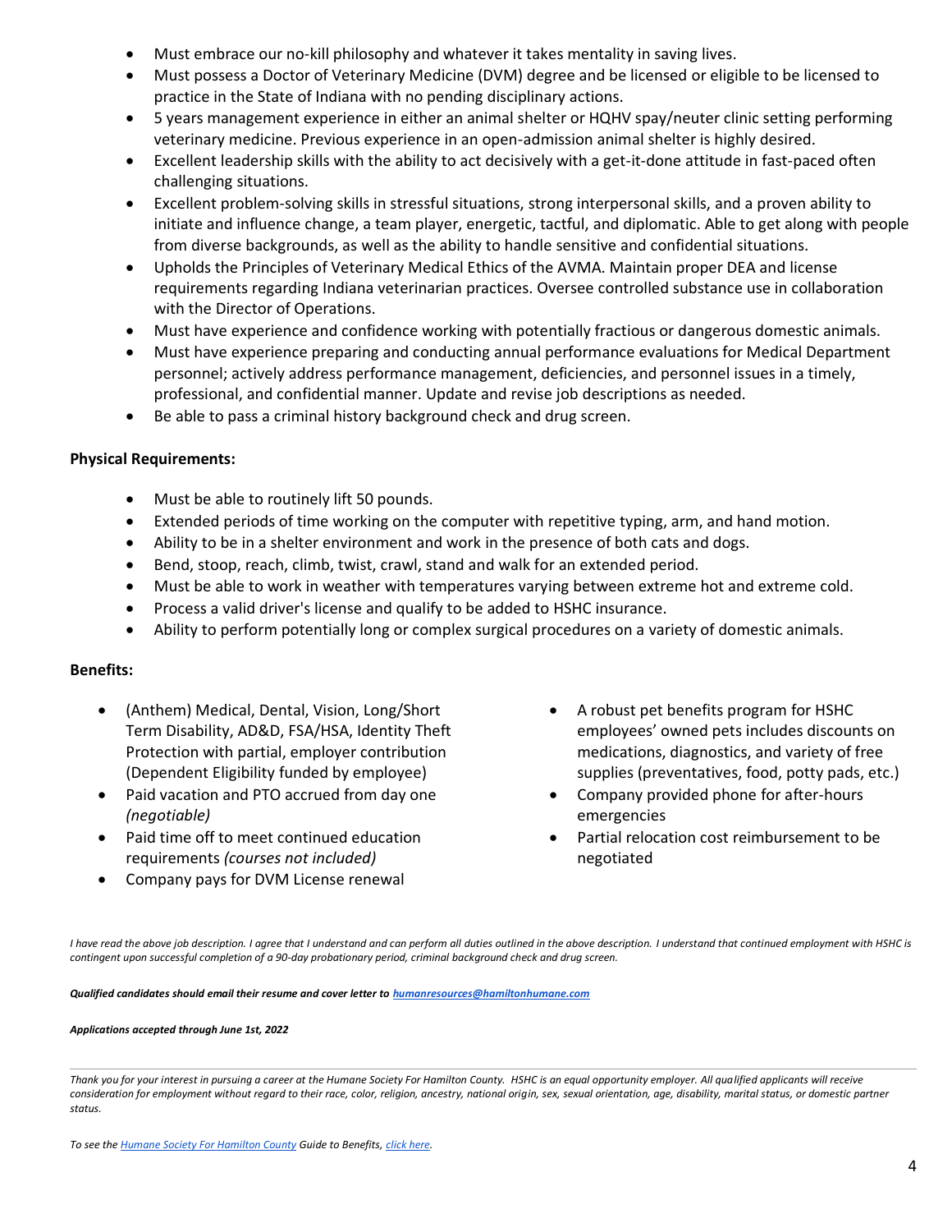- Must embrace our no-kill philosophy and whatever it takes mentality in saving lives.
- Must possess a Doctor of Veterinary Medicine (DVM) degree and be licensed or eligible to be licensed to practice in the State of Indiana with no pending disciplinary actions.
- 5 years management experience in either an animal shelter or HQHV spay/neuter clinic setting performing veterinary medicine. Previous experience in an open-admission animal shelter is highly desired.
- Excellent leadership skills with the ability to act decisively with a get-it-done attitude in fast-paced often challenging situations.
- Excellent problem-solving skills in stressful situations, strong interpersonal skills, and a proven ability to initiate and influence change, a team player, energetic, tactful, and diplomatic. Able to get along with people from diverse backgrounds, as well as the ability to handle sensitive and confidential situations.
- Upholds the Principles of Veterinary Medical Ethics of the AVMA. Maintain proper DEA and license requirements regarding Indiana veterinarian practices. Oversee controlled substance use in collaboration with the Director of Operations.
- Must have experience and confidence working with potentially fractious or dangerous domestic animals.
- Must have experience preparing and conducting annual performance evaluations for Medical Department personnel; actively address performance management, deficiencies, and personnel issues in a timely, professional, and confidential manner. Update and revise job descriptions as needed.
- Be able to pass a criminal history background check and drug screen.

**Physical Requirements:**

- Must be able to routinely lift 50 pounds.
- Extended periods of time working on the computer with repetitive typing, arm, and hand motion.
- Ability to be in a shelter environment and work in the presence of both cats and dogs.
- Bend, stoop, reach, climb, twist, crawl, stand and walk for an extended period.
- Must be able to work in weather with temperatures varying between extreme hot and extreme cold.
- Process a valid driver's license and qualify to be added to HSHC insurance.
- Ability to perform potentially long or complex surgical procedures on a variety of domestic animals.

**Benefits:**

- (Anthem) Medical, Dental, Vision, Long/Short Term Disability, AD&D, FSA/HSA, Identity Theft Protection with partial, employer contribution (Dependent Eligibility funded by employee)
- Paid vacation and PTO accrued from day one *(negotiable)*
- Paid time off to meet continued education requirements *(courses not included)*
- Company pays for DVM License renewal
- A robust pet benefits program for HSHC employees' owned pets includes discounts on medications, diagnostics, and variety of free supplies (preventatives, food, potty pads, etc.)
- Company provided phone for after-hours emergencies
- Partial relocation cost reimbursement to be negotiated

*I have read the above job description. I agree that I understand and can perform all duties outlined in the above description. I understand that continued employment with HSHC is contingent upon successful completion of a 90-day probationary period, criminal background check and drug screen.*

***Qualified candidates should email their resume and cover letter to [humanresources@hamiltonhumane.com](mailto:humanresources@hamiltonhumane.com)***

***Applications accepted through June 1st, 2022***

---

*Thank you for your interest in pursuing a career at the Humane Society For Hamilton County. HSHC is an equal opportunity employer. All qualified applicants will receive consideration for employment without regard to their race, color, religion, ancestry, national origin, sex, sexual orientation, age, disability, marital status, or domestic partner status.*

*To see the Humane Society For Hamilton County Guide to Benefits, click here.*